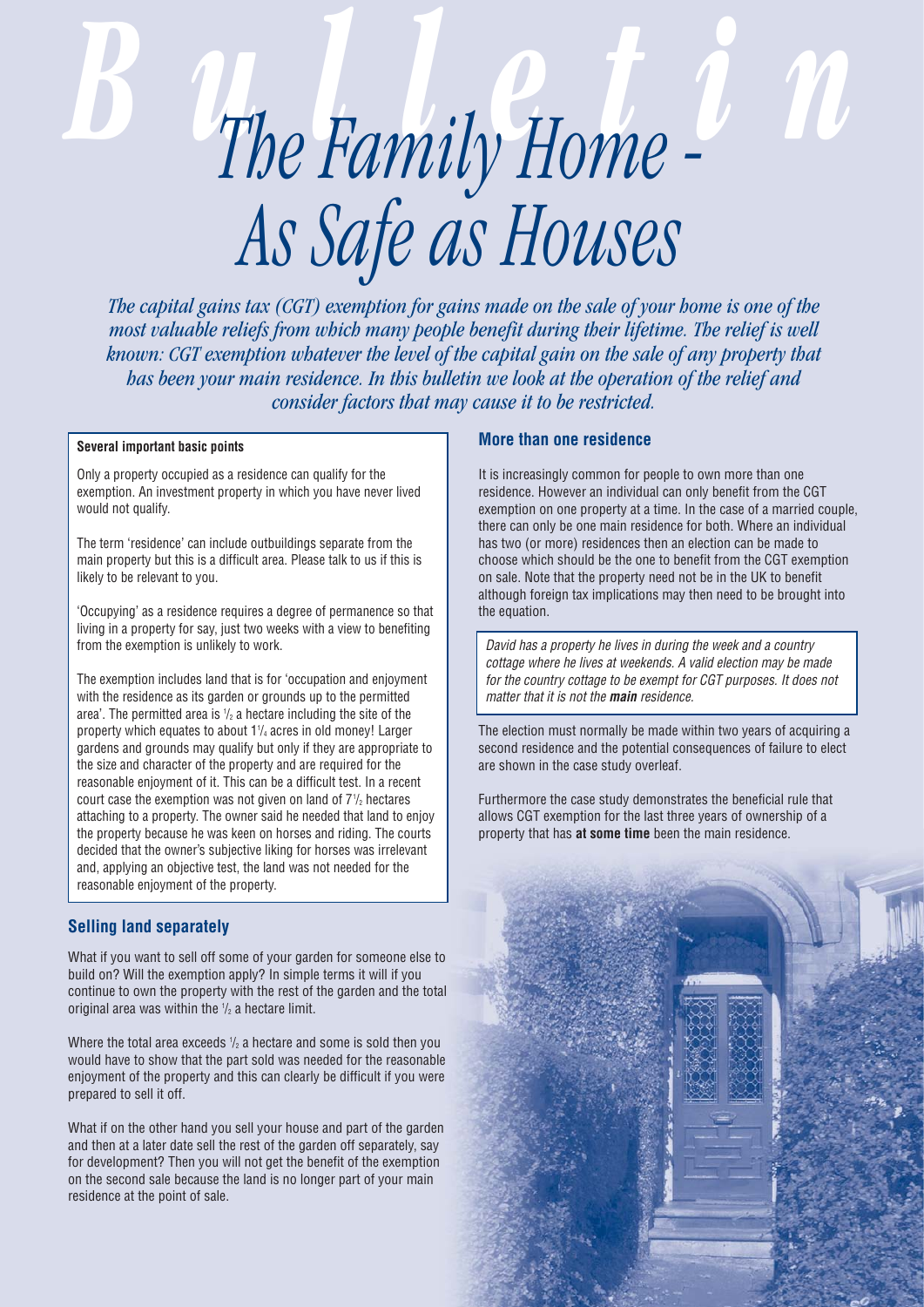# The Family Home - As Safe as Houses

*The capital gains tax (CGT) exemption for gains made on the sale of your home is one of the most valuable reliefs from which many people benefit during their lifetime. The relief is well known: CGT exemption whatever the level of the capital gain on the sale of any property that has been your main residence. In this bulletin we look at the operation of the relief and consider factors that may cause it to be restricted.*

**Several important basic points**

Only a property occupied as a residence can qualify for the exemption. An investment property in which you have never lived would not qualify.

The term 'residence' can include outbuildings separate from the main property but this is a difficult area. Please talk to us if this is likely to be relevant to you.

'Occupying' as a residence requires a degree of permanence so that living in a property for say, just two weeks with a view to benefiting from the exemption is unlikely to work.

The exemption includes land that is for 'occupation and enjoyment with the residence as its garden or grounds up to the permitted area'. The permitted area is ½ a hectare including the site of the property which equates to about 1¼ acres in old money! Larger gardens and grounds may qualify but only if they are appropriate to the size and character of the property and are required for the reasonable enjoyment of it. This can be a difficult test. In a recent court case the exemption was not given on land of 7½ hectares attaching to a property. The owner said he needed that land to enjoy the property because he was keen on horses and riding. The courts decided that the owner's subjective liking for horses was irrelevant and, applying an objective test, the land was not needed for the reasonable enjoyment of the property.

## Selling land separately

What if you want to sell off some of your garden for someone else to build on? Will the exemption apply? In simple terms it will if you continue to own the property with the rest of the garden and the total original area was within the ½ a hectare limit.

Where the total area exceeds ½ a hectare and some is sold then you would have to show that the part sold was needed for the reasonable enjoyment of the property and this can clearly be difficult if you were prepared to sell it off.

What if on the other hand you sell your house and part of the garden and then at a later date sell the rest of the garden off separately, say for development? Then you will not get the benefit of the exemption on the second sale because the land is no longer part of your main residence at the point of sale.

## More than one residence

It is increasingly common for people to own more than one residence. However an individual can only benefit from the CGT exemption on one property at a time. In the case of a married couple, there can only be one main residence for both. Where an individual has two (or more) residences then an election can be made to choose which should be the one to benefit from the CGT exemption on sale. Note that the property need not be in the UK to benefit although foreign tax implications may then need to be brought into the equation.

*David has a property he lives in during the week and a country cottage where he lives at weekends. A valid election may be made for the country cottage to be exempt for CGT purposes. It does not matter that it is not the **main** residence.*

The election must normally be made within two years of acquiring a second residence and the potential consequences of failure to elect are shown in the case study overleaf.

Furthermore the case study demonstrates the beneficial rule that allows CGT exemption for the last three years of ownership of a property that has **at some time** been the main residence.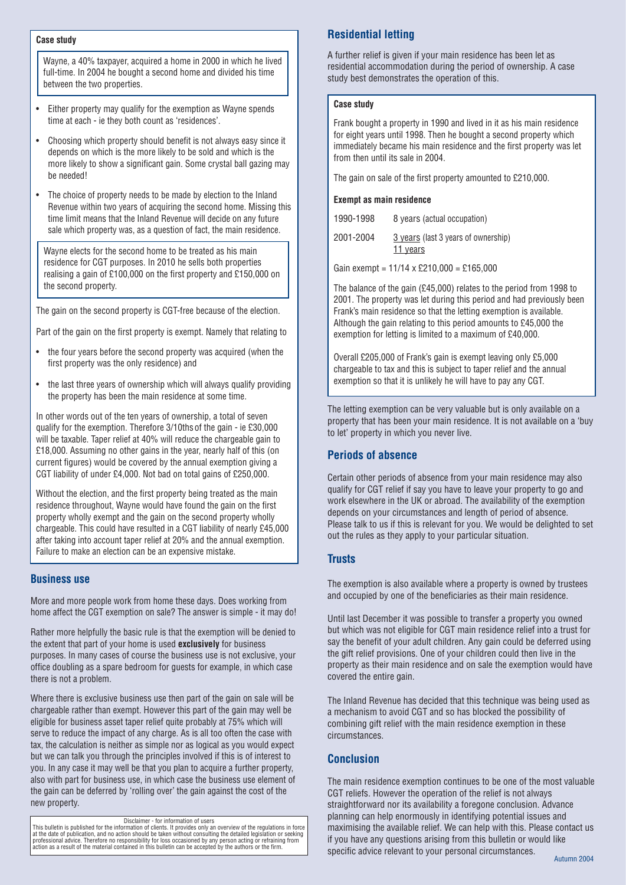**Case study**

Wayne, a 40% taxpayer, acquired a home in 2000 in which he lived full-time. In 2004 he bought a second home and divided his time between the two properties.

- Either property may qualify for the exemption as Wayne spends time at each - ie they both count as 'residences'.
- Choosing which property should benefit is not always easy since it depends on which is the more likely to be sold and which is the more likely to show a significant gain. Some crystal ball gazing may be needed!
- The choice of property needs to be made by election to the Inland Revenue within two years of acquiring the second home. Missing this time limit means that the Inland Revenue will decide on any future sale which property was, as a question of fact, the main residence.

Wayne elects for the second home to be treated as his main residence for CGT purposes. In 2010 he sells both properties realising a gain of £100,000 on the first property and £150,000 on the second property.

The gain on the second property is CGT-free because of the election.

Part of the gain on the first property is exempt. Namely that relating to

- the four years before the second property was acquired (when the first property was the only residence) and
- the last three years of ownership which will always qualify providing the property has been the main residence at some time.

In other words out of the ten years of ownership, a total of seven qualify for the exemption. Therefore 3/10ths of the gain - ie £30,000 will be taxable. Taper relief at 40% will reduce the chargeable gain to £18,000. Assuming no other gains in the year, nearly half of this (on current figures) would be covered by the annual exemption giving a CGT liability of under £4,000. Not bad on total gains of £250,000.

Without the election, and the first property being treated as the main residence throughout, Wayne would have found the gain on the first property wholly exempt and the gain on the second property wholly chargeable. This could have resulted in a CGT liability of nearly £45,000 after taking into account taper relief at 20% and the annual exemption. Failure to make an election can be an expensive mistake.

## Business use

More and more people work from home these days. Does working from home affect the CGT exemption on sale? The answer is simple - it may do!

Rather more helpfully the basic rule is that the exemption will be denied to the extent that part of your home is used **exclusively** for business purposes. In many cases of course the business use is not exclusive, your office doubling as a spare bedroom for guests for example, in which case there is not a problem.

Where there is exclusive business use then part of the gain on sale will be chargeable rather than exempt. However this part of the gain may well be eligible for business asset taper relief quite probably at 75% which will serve to reduce the impact of any charge. As is all too often the case with tax, the calculation is neither as simple nor as logical as you would expect but we can talk you through the principles involved if this is of interest to you. In any case it may well be that you plan to acquire a further property, also with part for business use, in which case the business use element of the gain can be deferred by 'rolling over' the gain against the cost of the new property.

Disclaimer - for information of users
This bulletin is published for the information of clients. It provides only an overview of the regulations in force at the date of publication, and no action should be taken without consulting the detailed legislation or seeking professional advice. Therefore no responsibility for loss occasioned by any person acting or refraining from action as a result of the material contained in this bulletin can be accepted by the authors or the firm.

## Residential letting

A further relief is given if your main residence has been let as residential accommodation during the period of ownership. A case study best demonstrates the operation of this.

**Case study**

Frank bought a property in 1990 and lived in it as his main residence for eight years until 1998. Then he bought a second property which immediately became his main residence and the first property was let from then until its sale in 2004.

The gain on sale of the first property amounted to £210,000.

**Exempt as main residence**

| | |
|---|---|
| 1990-1998 | 8 years (actual occupation) |
| 2001-2004 | 3 years (last 3 years of ownership) |
| | 11 years |

Gain exempt = 11/14 x £210,000 = £165,000

The balance of the gain (£45,000) relates to the period from 1998 to 2001. The property was let during this period and had previously been Frank's main residence so that the letting exemption is available. Although the gain relating to this period amounts to £45,000 the exemption for letting is limited to a maximum of £40,000.

Overall £205,000 of Frank's gain is exempt leaving only £5,000 chargeable to tax and this is subject to taper relief and the annual exemption so that it is unlikely he will have to pay any CGT.

The letting exemption can be very valuable but is only available on a property that has been your main residence. It is not available on a 'buy to let' property in which you never live.

## Periods of absence

Certain other periods of absence from your main residence may also qualify for CGT relief if say you have to leave your property to go and work elsewhere in the UK or abroad. The availability of the exemption depends on your circumstances and length of period of absence. Please talk to us if this is relevant for you. We would be delighted to set out the rules as they apply to your particular situation.

## Trusts

The exemption is also available where a property is owned by trustees and occupied by one of the beneficiaries as their main residence.

Until last December it was possible to transfer a property you owned but which was not eligible for CGT main residence relief into a trust for say the benefit of your adult children. Any gain could be deferred using the gift relief provisions. One of your children could then live in the property as their main residence and on sale the exemption would have covered the entire gain.

The Inland Revenue has decided that this technique was being used as a mechanism to avoid CGT and so has blocked the possibility of combining gift relief with the main residence exemption in these circumstances.

## Conclusion

The main residence exemption continues to be one of the most valuable CGT reliefs. However the operation of the relief is not always straightforward nor its availability a foregone conclusion. Advance planning can help enormously in identifying potential issues and maximising the available relief. We can help with this. Please contact us if you have any questions arising from this bulletin or would like specific advice relevant to your personal circumstances.

Autumn 2004